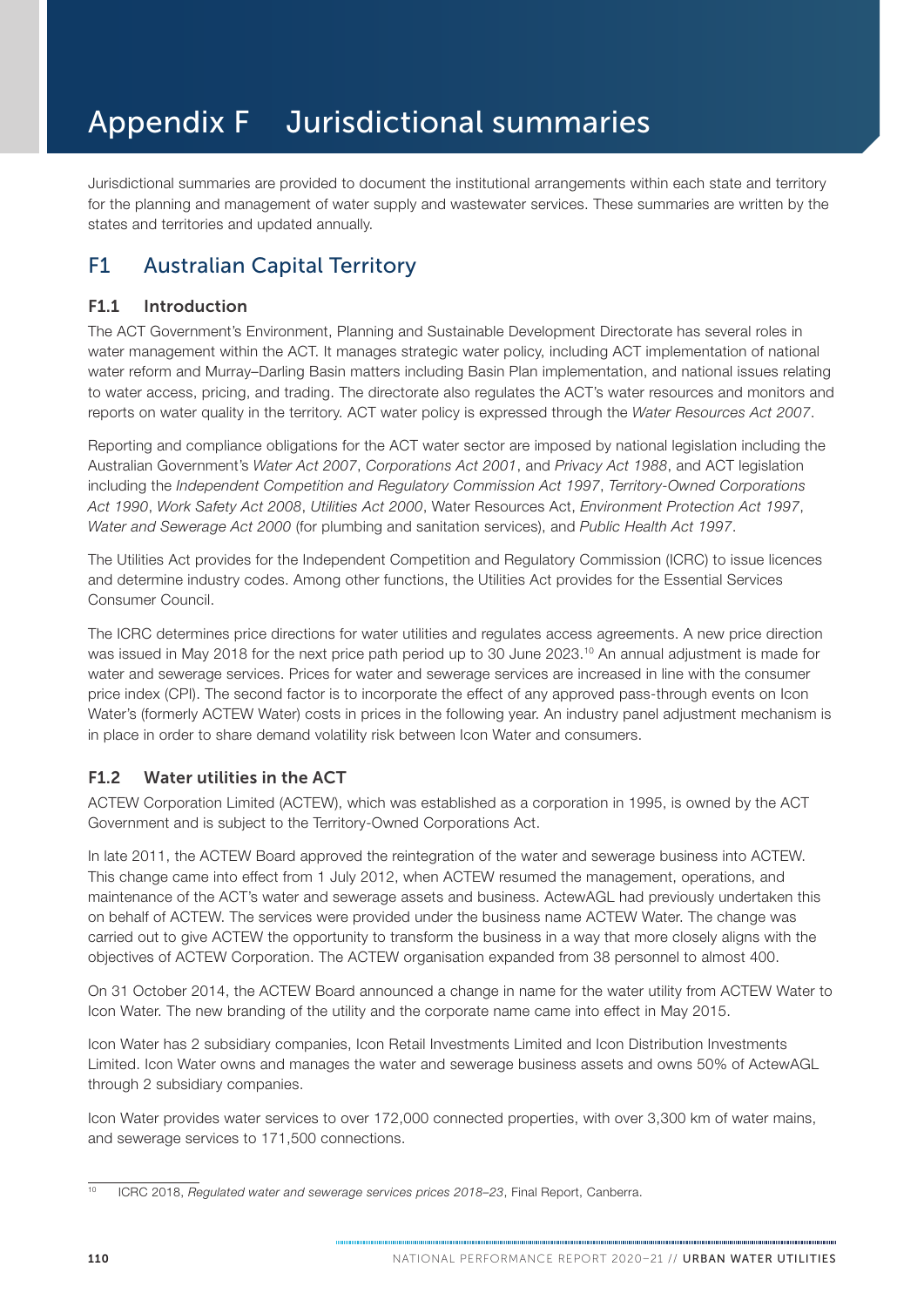# Appendix F Jurisdictional summaries

Jurisdictional summaries are provided to document the institutional arrangements within each state and territory for the planning and management of water supply and wastewater services. These summaries are written by the states and territories and updated annually.

## F1 Australian Capital Territory

### F1.1 Introduction

The ACT Government's Environment, Planning and Sustainable Development Directorate has several roles in water management within the ACT. It manages strategic water policy, including ACT implementation of national water reform and Murray–Darling Basin matters including Basin Plan implementation, and national issues relating to water access, pricing, and trading. The directorate also regulates the ACT's water resources and monitors and reports on water quality in the territory. ACT water policy is expressed through the *Water Resources Act 2007*.

Reporting and compliance obligations for the ACT water sector are imposed by national legislation including the Australian Government's *Water Act 2007*, *Corporations Act 2001*, and *Privacy Act 1988*, and ACT legislation including the *Independent Competition and Regulatory Commission Act 1997*, *Territory-Owned Corporations Act 1990*, *Work Safety Act 2008*, *Utilities Act 2000*, Water Resources Act, *Environment Protection Act 1997*, *Water and Sewerage Act 2000* (for plumbing and sanitation services), and *Public Health Act 1997*.

The Utilities Act provides for the Independent Competition and Regulatory Commission (ICRC) to issue licences and determine industry codes. Among other functions, the Utilities Act provides for the Essential Services Consumer Council.

The ICRC determines price directions for water utilities and regulates access agreements. A new price direction was issued in May 2018 for the next price path period up to 30 June 2023.[10] An annual adjustment is made for water and sewerage services. Prices for water and sewerage services are increased in line with the consumer price index (CPI). The second factor is to incorporate the effect of any approved pass-through events on Icon Water's (formerly ACTEW Water) costs in prices in the following year. An industry panel adjustment mechanism is in place in order to share demand volatility risk between Icon Water and consumers.

### F1.2 Water utilities in the ACT

ACTEW Corporation Limited (ACTEW), which was established as a corporation in 1995, is owned by the ACT Government and is subject to the Territory-Owned Corporations Act.

In late 2011, the ACTEW Board approved the reintegration of the water and sewerage business into ACTEW. This change came into effect from 1 July 2012, when ACTEW resumed the management, operations, and maintenance of the ACT's water and sewerage assets and business. ActewAGL had previously undertaken this on behalf of ACTEW. The services were provided under the business name ACTEW Water. The change was carried out to give ACTEW the opportunity to transform the business in a way that more closely aligns with the objectives of ACTEW Corporation. The ACTEW organisation expanded from 38 personnel to almost 400.

On 31 October 2014, the ACTEW Board announced a change in name for the water utility from ACTEW Water to Icon Water. The new branding of the utility and the corporate name came into effect in May 2015.

Icon Water has 2 subsidiary companies, Icon Retail Investments Limited and Icon Distribution Investments Limited. Icon Water owns and manages the water and sewerage business assets and owns 50% of ActewAGL through 2 subsidiary companies.

Icon Water provides water services to over 172,000 connected properties, with over 3,300 km of water mains, and sewerage services to 171,500 connections.

[10] ICRC 2018, *Regulated water and sewerage services prices 2018–23*, Final Report, Canberra.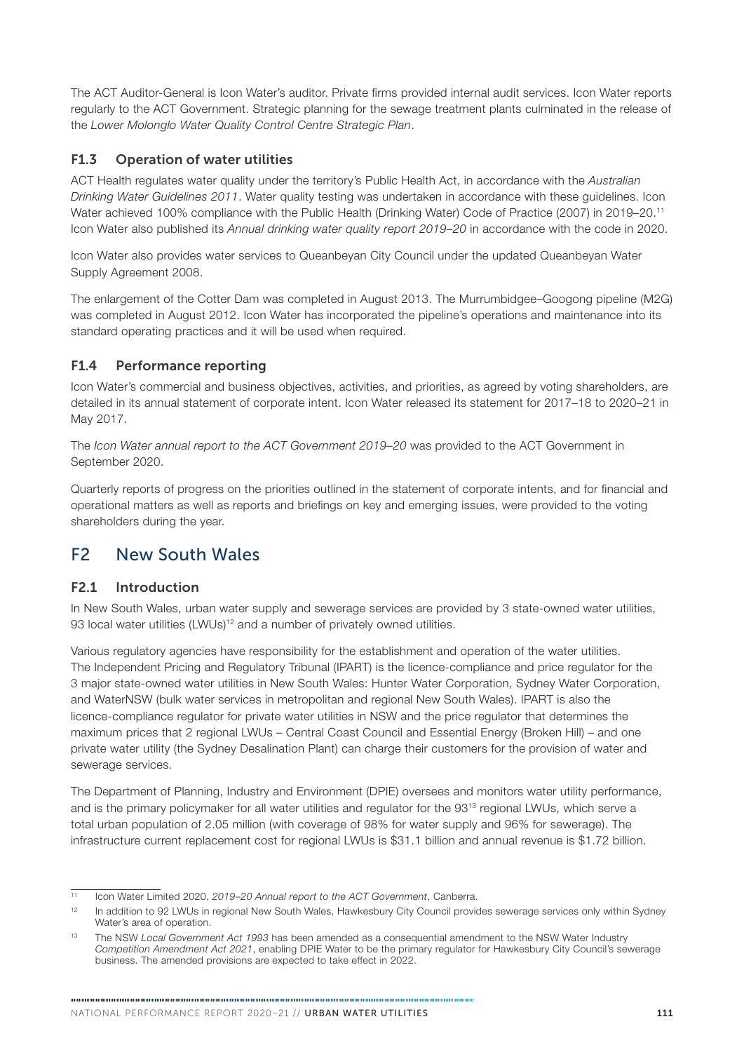The ACT Auditor-General is Icon Water's auditor. Private firms provided internal audit services. Icon Water reports regularly to the ACT Government. Strategic planning for the sewage treatment plants culminated in the release of the *Lower Molonglo Water Quality Control Centre Strategic Plan*.

### F1.3 Operation of water utilities

ACT Health regulates water quality under the territory's Public Health Act, in accordance with the *Australian Drinking Water Guidelines 2011*. Water quality testing was undertaken in accordance with these guidelines. Icon Water achieved 100% compliance with the Public Health (Drinking Water) Code of Practice (2007) in 2019–20.[11] Icon Water also published its *Annual drinking water quality report 2019–20* in accordance with the code in 2020.

Icon Water also provides water services to Queanbeyan City Council under the updated Queanbeyan Water Supply Agreement 2008.

The enlargement of the Cotter Dam was completed in August 2013. The Murrumbidgee–Googong pipeline (M2G) was completed in August 2012. Icon Water has incorporated the pipeline's operations and maintenance into its standard operating practices and it will be used when required.

### F1.4 Performance reporting

Icon Water's commercial and business objectives, activities, and priorities, as agreed by voting shareholders, are detailed in its annual statement of corporate intent. Icon Water released its statement for 2017–18 to 2020–21 in May 2017.

The *Icon Water annual report to the ACT Government 2019–20* was provided to the ACT Government in September 2020.

Quarterly reports of progress on the priorities outlined in the statement of corporate intents, and for financial and operational matters as well as reports and briefings on key and emerging issues, were provided to the voting shareholders during the year.

## F2 New South Wales

### F2.1 Introduction

In New South Wales, urban water supply and sewerage services are provided by 3 state-owned water utilities, 93 local water utilities (LWUs)[12] and a number of privately owned utilities.

Various regulatory agencies have responsibility for the establishment and operation of the water utilities. The Independent Pricing and Regulatory Tribunal (IPART) is the licence-compliance and price regulator for the 3 major state-owned water utilities in New South Wales: Hunter Water Corporation, Sydney Water Corporation, and WaterNSW (bulk water services in metropolitan and regional New South Wales). IPART is also the licence-compliance regulator for private water utilities in NSW and the price regulator that determines the maximum prices that 2 regional LWUs – Central Coast Council and Essential Energy (Broken Hill) – and one private water utility (the Sydney Desalination Plant) can charge their customers for the provision of water and sewerage services.

The Department of Planning, Industry and Environment (DPIE) oversees and monitors water utility performance, and is the primary policymaker for all water utilities and regulator for the 93[13] regional LWUs, which serve a total urban population of 2.05 million (with coverage of 98% for water supply and 96% for sewerage). The infrastructure current replacement cost for regional LWUs is $31.1 billion and annual revenue is $1.72 billion.

---

[11] Icon Water Limited 2020, *2019–20 Annual report to the ACT Government*, Canberra.

[12] In addition to 92 LWUs in regional New South Wales, Hawkesbury City Council provides sewerage services only within Sydney Water's area of operation.

[13] The NSW *Local Government Act 1993* has been amended as a consequential amendment to the NSW Water Industry *Competition Amendment Act 2021*, enabling DPIE Water to be the primary regulator for Hawkesbury City Council's sewerage business. The amended provisions are expected to take effect in 2022.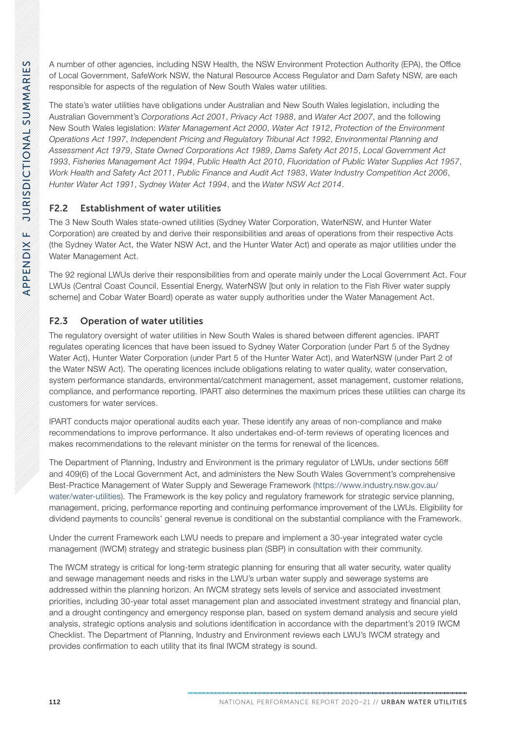A number of other agencies, including NSW Health, the NSW Environment Protection Authority (EPA), the Office of Local Government, SafeWork NSW, the Natural Resource Access Regulator and Dam Safety NSW, are each responsible for aspects of the regulation of New South Wales water utilities.

The state's water utilities have obligations under Australian and New South Wales legislation, including the Australian Government's *Corporations Act 2001*, *Privacy Act 1988*, and *Water Act 2007*, and the following New South Wales legislation: *Water Management Act 2000*, *Water Act 1912*, *Protection of the Environment Operations Act 1997*, *Independent Pricing and Regulatory Tribunal Act 1992*, *Environmental Planning and Assessment Act 1979*, *State Owned Corporations Act 1989*, *Dams Safety Act 2015*, *Local Government Act 1993*, *Fisheries Management Act 1994*, *Public Health Act 2010*, *Fluoridation of Public Water Supplies Act 1957*, *Work Health and Safety Act 2011*, *Public Finance and Audit Act 1983*, *Water Industry Competition Act 2006*, *Hunter Water Act 1991*, *Sydney Water Act 1994*, and the *Water NSW Act 2014*.

## F2.2 Establishment of water utilities

The 3 New South Wales state-owned utilities (Sydney Water Corporation, WaterNSW, and Hunter Water Corporation) are created by and derive their responsibilities and areas of operations from their respective Acts (the Sydney Water Act, the Water NSW Act, and the Hunter Water Act) and operate as major utilities under the Water Management Act.

The 92 regional LWUs derive their responsibilities from and operate mainly under the Local Government Act. Four LWUs (Central Coast Council, Essential Energy, WaterNSW [but only in relation to the Fish River water supply scheme] and Cobar Water Board) operate as water supply authorities under the Water Management Act.

## F2.3 Operation of water utilities

The regulatory oversight of water utilities in New South Wales is shared between different agencies. IPART regulates operating licences that have been issued to Sydney Water Corporation (under Part 5 of the Sydney Water Act), Hunter Water Corporation (under Part 5 of the Hunter Water Act), and WaterNSW (under Part 2 of the Water NSW Act). The operating licences include obligations relating to water quality, water conservation, system performance standards, environmental/catchment management, asset management, customer relations, compliance, and performance reporting. IPART also determines the maximum prices these utilities can charge its customers for water services.

IPART conducts major operational audits each year. These identify any areas of non-compliance and make recommendations to improve performance. It also undertakes end-of-term reviews of operating licences and makes recommendations to the relevant minister on the terms for renewal of the licences.

The Department of Planning, Industry and Environment is the primary regulator of LWUs, under sections 56ff and 409(6) of the Local Government Act, and administers the New South Wales Government's comprehensive Best-Practice Management of Water Supply and Sewerage Framework (https://www.industry.nsw.gov.au/water/water-utilities). The Framework is the key policy and regulatory framework for strategic service planning, management, pricing, performance reporting and continuing performance improvement of the LWUs. Eligibility for dividend payments to councils' general revenue is conditional on the substantial compliance with the Framework.

Under the current Framework each LWU needs to prepare and implement a 30-year integrated water cycle management (IWCM) strategy and strategic business plan (SBP) in consultation with their community.

The IWCM strategy is critical for long-term strategic planning for ensuring that all water security, water quality and sewage management needs and risks in the LWU's urban water supply and sewerage systems are addressed within the planning horizon. An IWCM strategy sets levels of service and associated investment priorities, including 30-year total asset management plan and associated investment strategy and financial plan, and a drought contingency and emergency response plan, based on system demand analysis and secure yield analysis, strategic options analysis and solutions identification in accordance with the department's 2019 IWCM Checklist. The Department of Planning, Industry and Environment reviews each LWU's IWCM strategy and provides confirmation to each utility that its final IWCM strategy is sound.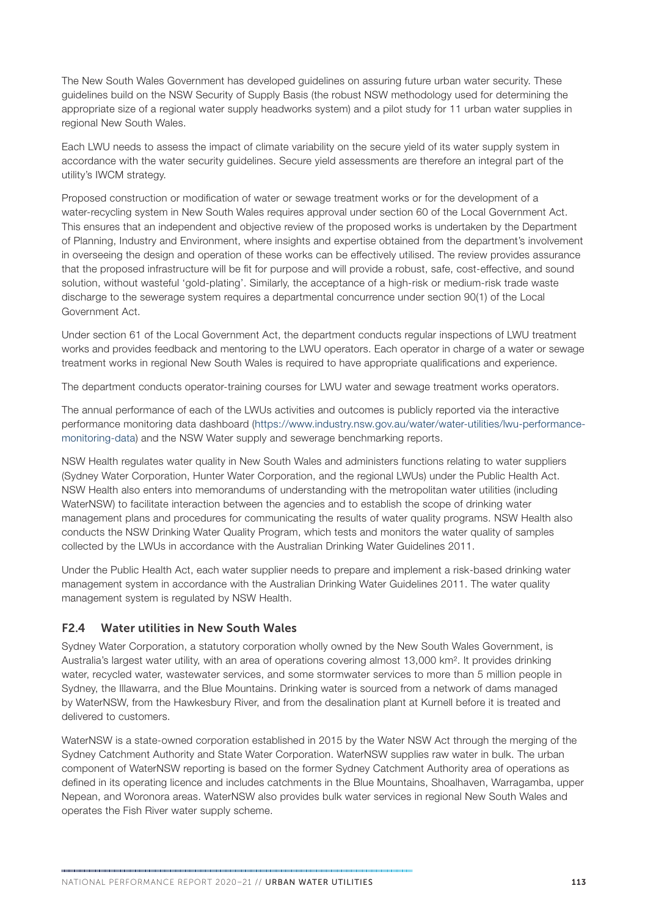The New South Wales Government has developed guidelines on assuring future urban water security. These guidelines build on the NSW Security of Supply Basis (the robust NSW methodology used for determining the appropriate size of a regional water supply headworks system) and a pilot study for 11 urban water supplies in regional New South Wales.

Each LWU needs to assess the impact of climate variability on the secure yield of its water supply system in accordance with the water security guidelines. Secure yield assessments are therefore an integral part of the utility's IWCM strategy.

Proposed construction or modification of water or sewage treatment works or for the development of a water-recycling system in New South Wales requires approval under section 60 of the Local Government Act. This ensures that an independent and objective review of the proposed works is undertaken by the Department of Planning, Industry and Environment, where insights and expertise obtained from the department's involvement in overseeing the design and operation of these works can be effectively utilised. The review provides assurance that the proposed infrastructure will be fit for purpose and will provide a robust, safe, cost-effective, and sound solution, without wasteful 'gold-plating'. Similarly, the acceptance of a high-risk or medium-risk trade waste discharge to the sewerage system requires a departmental concurrence under section 90(1) of the Local Government Act.

Under section 61 of the Local Government Act, the department conducts regular inspections of LWU treatment works and provides feedback and mentoring to the LWU operators. Each operator in charge of a water or sewage treatment works in regional New South Wales is required to have appropriate qualifications and experience.

The department conducts operator-training courses for LWU water and sewage treatment works operators.

The annual performance of each of the LWUs activities and outcomes is publicly reported via the interactive performance monitoring data dashboard (https://www.industry.nsw.gov.au/water/water-utilities/lwu-performance-monitoring-data) and the NSW Water supply and sewerage benchmarking reports.

NSW Health regulates water quality in New South Wales and administers functions relating to water suppliers (Sydney Water Corporation, Hunter Water Corporation, and the regional LWUs) under the Public Health Act. NSW Health also enters into memorandums of understanding with the metropolitan water utilities (including WaterNSW) to facilitate interaction between the agencies and to establish the scope of drinking water management plans and procedures for communicating the results of water quality programs. NSW Health also conducts the NSW Drinking Water Quality Program, which tests and monitors the water quality of samples collected by the LWUs in accordance with the Australian Drinking Water Guidelines 2011.

Under the Public Health Act, each water supplier needs to prepare and implement a risk-based drinking water management system in accordance with the Australian Drinking Water Guidelines 2011. The water quality management system is regulated by NSW Health.

### F2.4 Water utilities in New South Wales

Sydney Water Corporation, a statutory corporation wholly owned by the New South Wales Government, is Australia's largest water utility, with an area of operations covering almost 13,000 km$^2$. It provides drinking water, recycled water, wastewater services, and some stormwater services to more than 5 million people in Sydney, the Illawarra, and the Blue Mountains. Drinking water is sourced from a network of dams managed by WaterNSW, from the Hawkesbury River, and from the desalination plant at Kurnell before it is treated and delivered to customers.

WaterNSW is a state-owned corporation established in 2015 by the Water NSW Act through the merging of the Sydney Catchment Authority and State Water Corporation. WaterNSW supplies raw water in bulk. The urban component of WaterNSW reporting is based on the former Sydney Catchment Authority area of operations as defined in its operating licence and includes catchments in the Blue Mountains, Shoalhaven, Warragamba, upper Nepean, and Woronora areas. WaterNSW also provides bulk water services in regional New South Wales and operates the Fish River water supply scheme.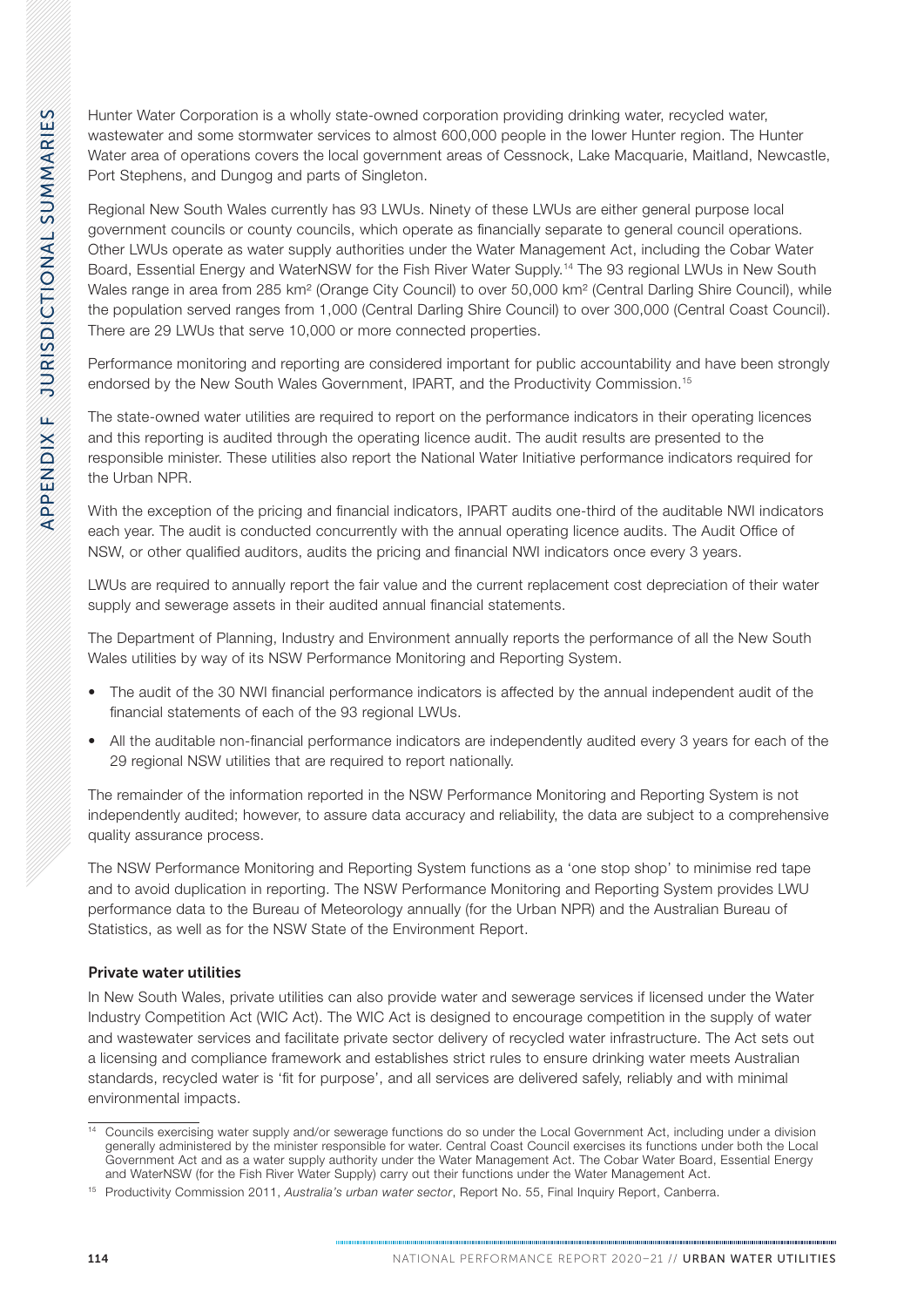Hunter Water Corporation is a wholly state-owned corporation providing drinking water, recycled water, wastewater and some stormwater services to almost 600,000 people in the lower Hunter region. The Hunter Water area of operations covers the local government areas of Cessnock, Lake Macquarie, Maitland, Newcastle, Port Stephens, and Dungog and parts of Singleton.

Regional New South Wales currently has 93 LWUs. Ninety of these LWUs are either general purpose local government councils or county councils, which operate as financially separate to general council operations. Other LWUs operate as water supply authorities under the Water Management Act, including the Cobar Water Board, Essential Energy and WaterNSW for the Fish River Water Supply.[14] The 93 regional LWUs in New South Wales range in area from 285 km² (Orange City Council) to over 50,000 km² (Central Darling Shire Council), while the population served ranges from 1,000 (Central Darling Shire Council) to over 300,000 (Central Coast Council). There are 29 LWUs that serve 10,000 or more connected properties.

Performance monitoring and reporting are considered important for public accountability and have been strongly endorsed by the New South Wales Government, IPART, and the Productivity Commission.[15]

The state-owned water utilities are required to report on the performance indicators in their operating licences and this reporting is audited through the operating licence audit. The audit results are presented to the responsible minister. These utilities also report the National Water Initiative performance indicators required for the Urban NPR.

With the exception of the pricing and financial indicators, IPART audits one-third of the auditable NWI indicators each year. The audit is conducted concurrently with the annual operating licence audits. The Audit Office of NSW, or other qualified auditors, audits the pricing and financial NWI indicators once every 3 years.

LWUs are required to annually report the fair value and the current replacement cost depreciation of their water supply and sewerage assets in their audited annual financial statements.

The Department of Planning, Industry and Environment annually reports the performance of all the New South Wales utilities by way of its NSW Performance Monitoring and Reporting System.

- The audit of the 30 NWI financial performance indicators is affected by the annual independent audit of the financial statements of each of the 93 regional LWUs.
- All the auditable non-financial performance indicators are independently audited every 3 years for each of the 29 regional NSW utilities that are required to report nationally.

The remainder of the information reported in the NSW Performance Monitoring and Reporting System is not independently audited; however, to assure data accuracy and reliability, the data are subject to a comprehensive quality assurance process.

The NSW Performance Monitoring and Reporting System functions as a 'one stop shop' to minimise red tape and to avoid duplication in reporting. The NSW Performance Monitoring and Reporting System provides LWU performance data to the Bureau of Meteorology annually (for the Urban NPR) and the Australian Bureau of Statistics, as well as for the NSW State of the Environment Report.

#### Private water utilities

In New South Wales, private utilities can also provide water and sewerage services if licensed under the Water Industry Competition Act (WIC Act). The WIC Act is designed to encourage competition in the supply of water and wastewater services and facilitate private sector delivery of recycled water infrastructure. The Act sets out a licensing and compliance framework and establishes strict rules to ensure drinking water meets Australian standards, recycled water is 'fit for purpose', and all services are delivered safely, reliably and with minimal environmental impacts.

---

[14] Councils exercising water supply and/or sewerage functions do so under the Local Government Act, including under a division generally administered by the minister responsible for water. Central Coast Council exercises its functions under both the Local Government Act and as a water supply authority under the Water Management Act. The Cobar Water Board, Essential Energy and WaterNSW (for the Fish River Water Supply) carry out their functions under the Water Management Act.

[15] Productivity Commission 2011, *Australia's urban water sector*, Report No. 55, Final Inquiry Report, Canberra.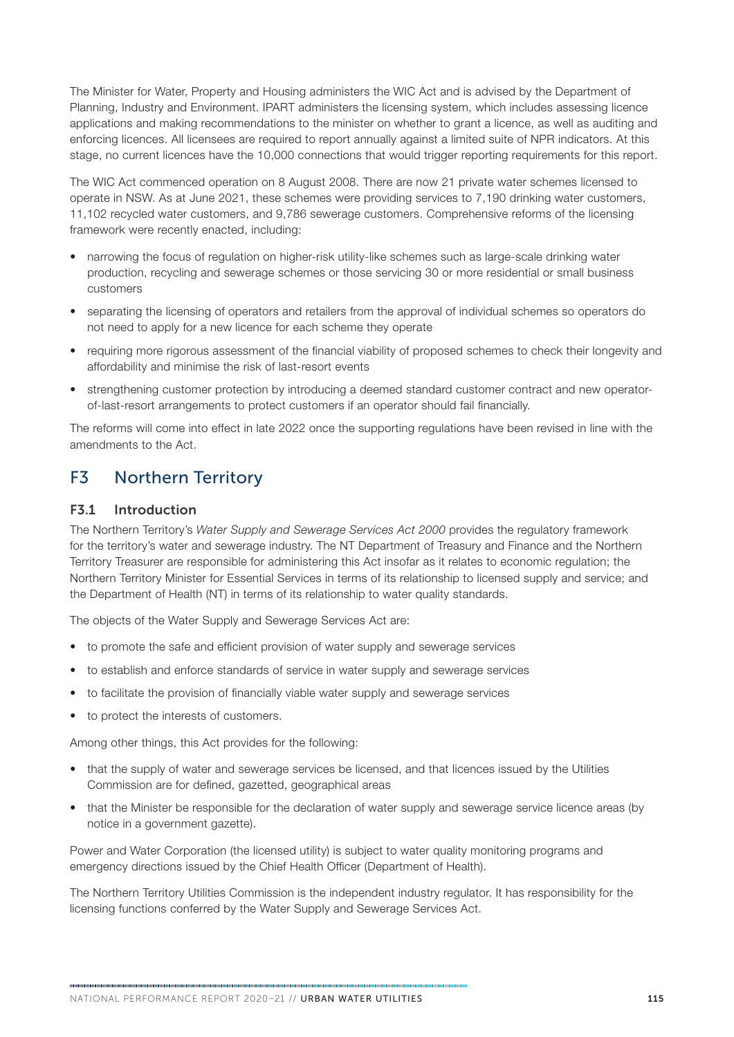The Minister for Water, Property and Housing administers the WIC Act and is advised by the Department of Planning, Industry and Environment. IPART administers the licensing system, which includes assessing licence applications and making recommendations to the minister on whether to grant a licence, as well as auditing and enforcing licences. All licensees are required to report annually against a limited suite of NPR indicators. At this stage, no current licences have the 10,000 connections that would trigger reporting requirements for this report.

The WIC Act commenced operation on 8 August 2008. There are now 21 private water schemes licensed to operate in NSW. As at June 2021, these schemes were providing services to 7,190 drinking water customers, 11,102 recycled water customers, and 9,786 sewerage customers. Comprehensive reforms of the licensing framework were recently enacted, including:

- narrowing the focus of regulation on higher-risk utility-like schemes such as large-scale drinking water production, recycling and sewerage schemes or those servicing 30 or more residential or small business customers
- separating the licensing of operators and retailers from the approval of individual schemes so operators do not need to apply for a new licence for each scheme they operate
- requiring more rigorous assessment of the financial viability of proposed schemes to check their longevity and affordability and minimise the risk of last-resort events
- strengthening customer protection by introducing a deemed standard customer contract and new operator-of-last-resort arrangements to protect customers if an operator should fail financially.

The reforms will come into effect in late 2022 once the supporting regulations have been revised in line with the amendments to the Act.

## F3 Northern Territory

### F3.1 Introduction

The Northern Territory's *Water Supply and Sewerage Services Act 2000* provides the regulatory framework for the territory's water and sewerage industry. The NT Department of Treasury and Finance and the Northern Territory Treasurer are responsible for administering this Act insofar as it relates to economic regulation; the Northern Territory Minister for Essential Services in terms of its relationship to licensed supply and service; and the Department of Health (NT) in terms of its relationship to water quality standards.

The objects of the Water Supply and Sewerage Services Act are:

- to promote the safe and efficient provision of water supply and sewerage services
- to establish and enforce standards of service in water supply and sewerage services
- to facilitate the provision of financially viable water supply and sewerage services
- to protect the interests of customers.

Among other things, this Act provides for the following:

- that the supply of water and sewerage services be licensed, and that licences issued by the Utilities Commission are for defined, gazetted, geographical areas
- that the Minister be responsible for the declaration of water supply and sewerage service licence areas (by notice in a government gazette).

Power and Water Corporation (the licensed utility) is subject to water quality monitoring programs and emergency directions issued by the Chief Health Officer (Department of Health).

The Northern Territory Utilities Commission is the independent industry regulator. It has responsibility for the licensing functions conferred by the Water Supply and Sewerage Services Act.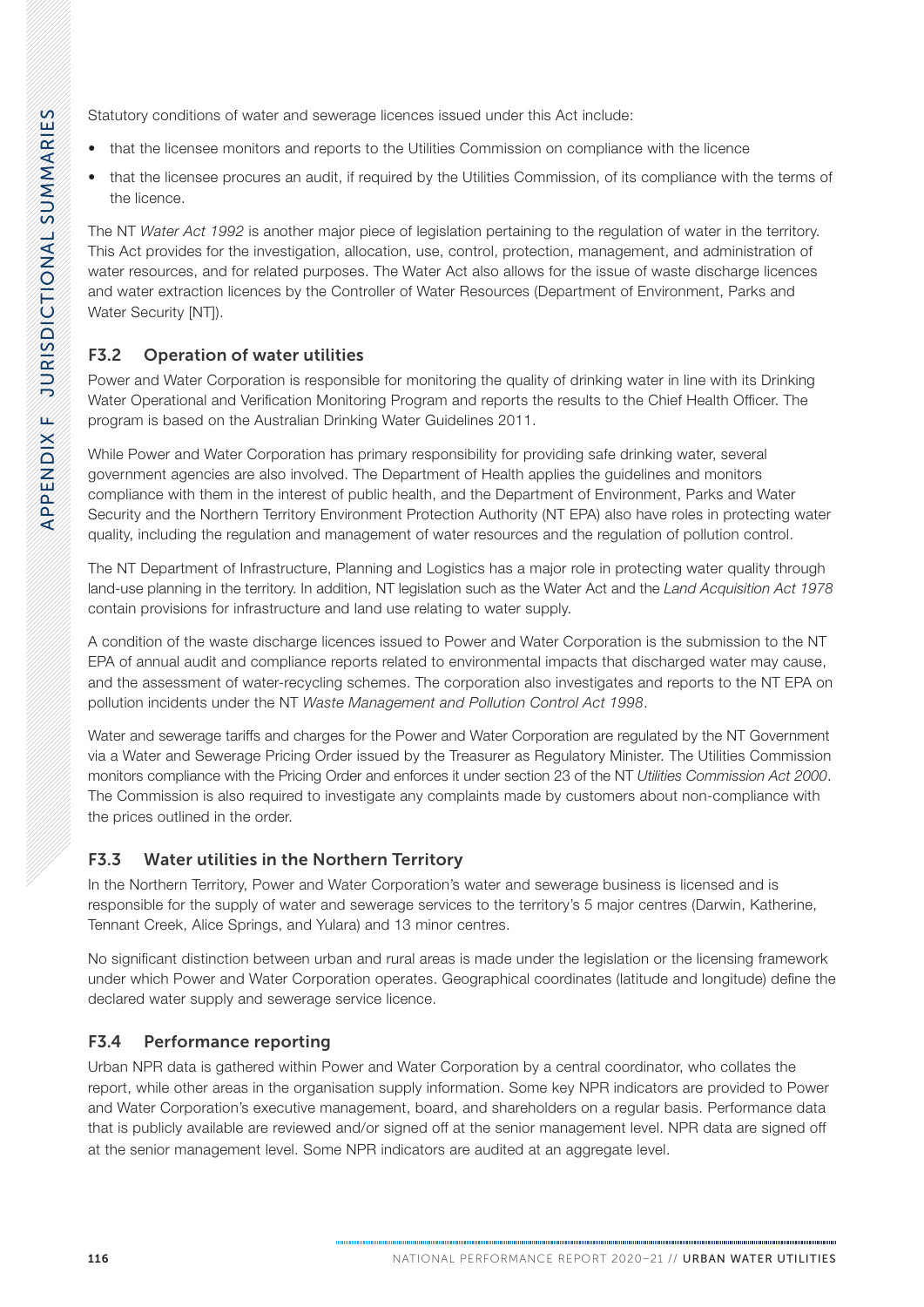Statutory conditions of water and sewerage licences issued under this Act include:

- that the licensee monitors and reports to the Utilities Commission on compliance with the licence
- that the licensee procures an audit, if required by the Utilities Commission, of its compliance with the terms of the licence.

The NT *Water Act 1992* is another major piece of legislation pertaining to the regulation of water in the territory. This Act provides for the investigation, allocation, use, control, protection, management, and administration of water resources, and for related purposes. The Water Act also allows for the issue of waste discharge licences and water extraction licences by the Controller of Water Resources (Department of Environment, Parks and Water Security [NT]).

## F3.2 Operation of water utilities

Power and Water Corporation is responsible for monitoring the quality of drinking water in line with its Drinking Water Operational and Verification Monitoring Program and reports the results to the Chief Health Officer. The program is based on the Australian Drinking Water Guidelines 2011.

While Power and Water Corporation has primary responsibility for providing safe drinking water, several government agencies are also involved. The Department of Health applies the guidelines and monitors compliance with them in the interest of public health, and the Department of Environment, Parks and Water Security and the Northern Territory Environment Protection Authority (NT EPA) also have roles in protecting water quality, including the regulation and management of water resources and the regulation of pollution control.

The NT Department of Infrastructure, Planning and Logistics has a major role in protecting water quality through land-use planning in the territory. In addition, NT legislation such as the Water Act and the *Land Acquisition Act 1978* contain provisions for infrastructure and land use relating to water supply.

A condition of the waste discharge licences issued to Power and Water Corporation is the submission to the NT EPA of annual audit and compliance reports related to environmental impacts that discharged water may cause, and the assessment of water-recycling schemes. The corporation also investigates and reports to the NT EPA on pollution incidents under the NT *Waste Management and Pollution Control Act 1998*.

Water and sewerage tariffs and charges for the Power and Water Corporation are regulated by the NT Government via a Water and Sewerage Pricing Order issued by the Treasurer as Regulatory Minister. The Utilities Commission monitors compliance with the Pricing Order and enforces it under section 23 of the NT *Utilities Commission Act 2000*. The Commission is also required to investigate any complaints made by customers about non-compliance with the prices outlined in the order.

## F3.3 Water utilities in the Northern Territory

In the Northern Territory, Power and Water Corporation's water and sewerage business is licensed and is responsible for the supply of water and sewerage services to the territory's 5 major centres (Darwin, Katherine, Tennant Creek, Alice Springs, and Yulara) and 13 minor centres.

No significant distinction between urban and rural areas is made under the legislation or the licensing framework under which Power and Water Corporation operates. Geographical coordinates (latitude and longitude) define the declared water supply and sewerage service licence.

## F3.4 Performance reporting

Urban NPR data is gathered within Power and Water Corporation by a central coordinator, who collates the report, while other areas in the organisation supply information. Some key NPR indicators are provided to Power and Water Corporation's executive management, board, and shareholders on a regular basis. Performance data that is publicly available are reviewed and/or signed off at the senior management level. NPR data are signed off at the senior management level. Some NPR indicators are audited at an aggregate level.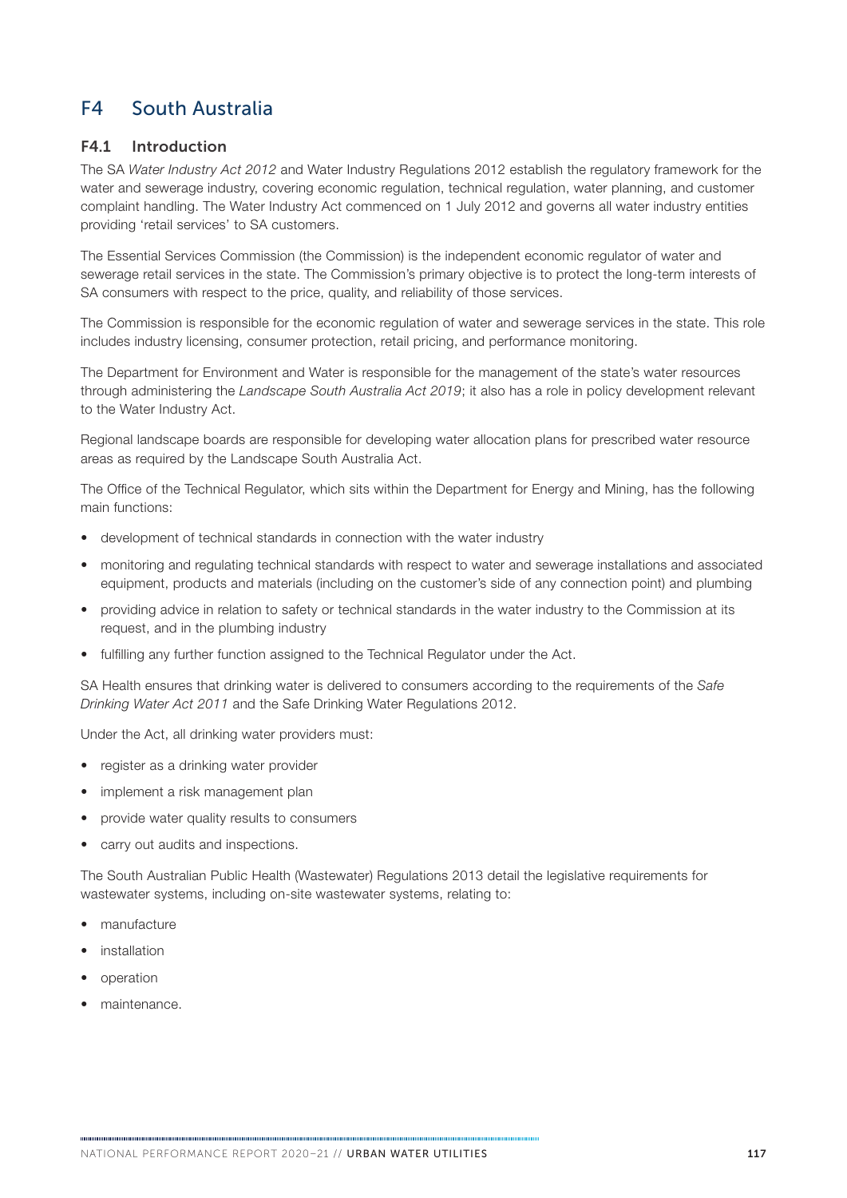# F4 South Australia

## F4.1 Introduction

The SA *Water Industry Act 2012* and Water Industry Regulations 2012 establish the regulatory framework for the water and sewerage industry, covering economic regulation, technical regulation, water planning, and customer complaint handling. The Water Industry Act commenced on 1 July 2012 and governs all water industry entities providing 'retail services' to SA customers.

The Essential Services Commission (the Commission) is the independent economic regulator of water and sewerage retail services in the state. The Commission's primary objective is to protect the long-term interests of SA consumers with respect to the price, quality, and reliability of those services.

The Commission is responsible for the economic regulation of water and sewerage services in the state. This role includes industry licensing, consumer protection, retail pricing, and performance monitoring.

The Department for Environment and Water is responsible for the management of the state's water resources through administering the *Landscape South Australia Act 2019*; it also has a role in policy development relevant to the Water Industry Act.

Regional landscape boards are responsible for developing water allocation plans for prescribed water resource areas as required by the Landscape South Australia Act.

The Office of the Technical Regulator, which sits within the Department for Energy and Mining, has the following main functions:

- development of technical standards in connection with the water industry
- monitoring and regulating technical standards with respect to water and sewerage installations and associated equipment, products and materials (including on the customer's side of any connection point) and plumbing
- providing advice in relation to safety or technical standards in the water industry to the Commission at its request, and in the plumbing industry
- fulfilling any further function assigned to the Technical Regulator under the Act.

SA Health ensures that drinking water is delivered to consumers according to the requirements of the *Safe Drinking Water Act 2011* and the Safe Drinking Water Regulations 2012.

Under the Act, all drinking water providers must:

- register as a drinking water provider
- implement a risk management plan
- provide water quality results to consumers
- carry out audits and inspections.

The South Australian Public Health (Wastewater) Regulations 2013 detail the legislative requirements for wastewater systems, including on-site wastewater systems, relating to:

- manufacture
- installation
- operation
- maintenance.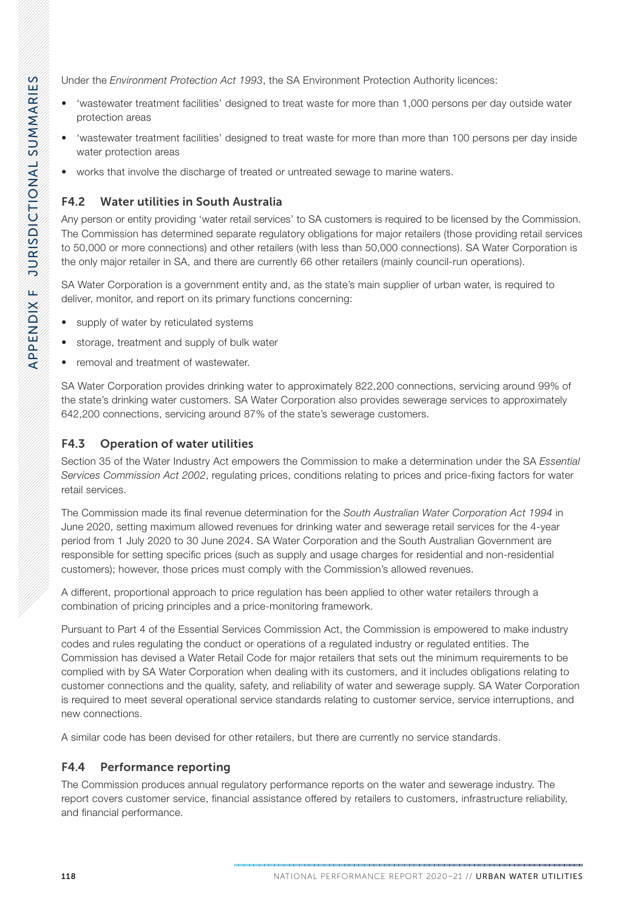Under the *Environment Protection Act 1993*, the SA Environment Protection Authority licences:

- 'wastewater treatment facilities' designed to treat waste for more than 1,000 persons per day outside water protection areas
- 'wastewater treatment facilities' designed to treat waste for more than more than 100 persons per day inside water protection areas
- works that involve the discharge of treated or untreated sewage to marine waters.

### F4.2 Water utilities in South Australia

Any person or entity providing 'water retail services' to SA customers is required to be licensed by the Commission. The Commission has determined separate regulatory obligations for major retailers (those providing retail services to 50,000 or more connections) and other retailers (with less than 50,000 connections). SA Water Corporation is the only major retailer in SA, and there are currently 66 other retailers (mainly council-run operations).

SA Water Corporation is a government entity and, as the state's main supplier of urban water, is required to deliver, monitor, and report on its primary functions concerning:

- supply of water by reticulated systems
- storage, treatment and supply of bulk water
- removal and treatment of wastewater.

SA Water Corporation provides drinking water to approximately 822,200 connections, servicing around 99% of the state's drinking water customers. SA Water Corporation also provides sewerage services to approximately 642,200 connections, servicing around 87% of the state's sewerage customers.

### F4.3 Operation of water utilities

Section 35 of the Water Industry Act empowers the Commission to make a determination under the SA *Essential Services Commission Act 2002*, regulating prices, conditions relating to prices and price-fixing factors for water retail services.

The Commission made its final revenue determination for the *South Australian Water Corporation Act 1994* in June 2020, setting maximum allowed revenues for drinking water and sewerage retail services for the 4-year period from 1 July 2020 to 30 June 2024. SA Water Corporation and the South Australian Government are responsible for setting specific prices (such as supply and usage charges for residential and non-residential customers); however, those prices must comply with the Commission's allowed revenues.

A different, proportional approach to price regulation has been applied to other water retailers through a combination of pricing principles and a price-monitoring framework.

Pursuant to Part 4 of the Essential Services Commission Act, the Commission is empowered to make industry codes and rules regulating the conduct or operations of a regulated industry or regulated entities. The Commission has devised a Water Retail Code for major retailers that sets out the minimum requirements to be complied with by SA Water Corporation when dealing with its customers, and it includes obligations relating to customer connections and the quality, safety, and reliability of water and sewerage supply. SA Water Corporation is required to meet several operational service standards relating to customer service, service interruptions, and new connections.

A similar code has been devised for other retailers, but there are currently no service standards.

### F4.4 Performance reporting

The Commission produces annual regulatory performance reports on the water and sewerage industry. The report covers customer service, financial assistance offered by retailers to customers, infrastructure reliability, and financial performance.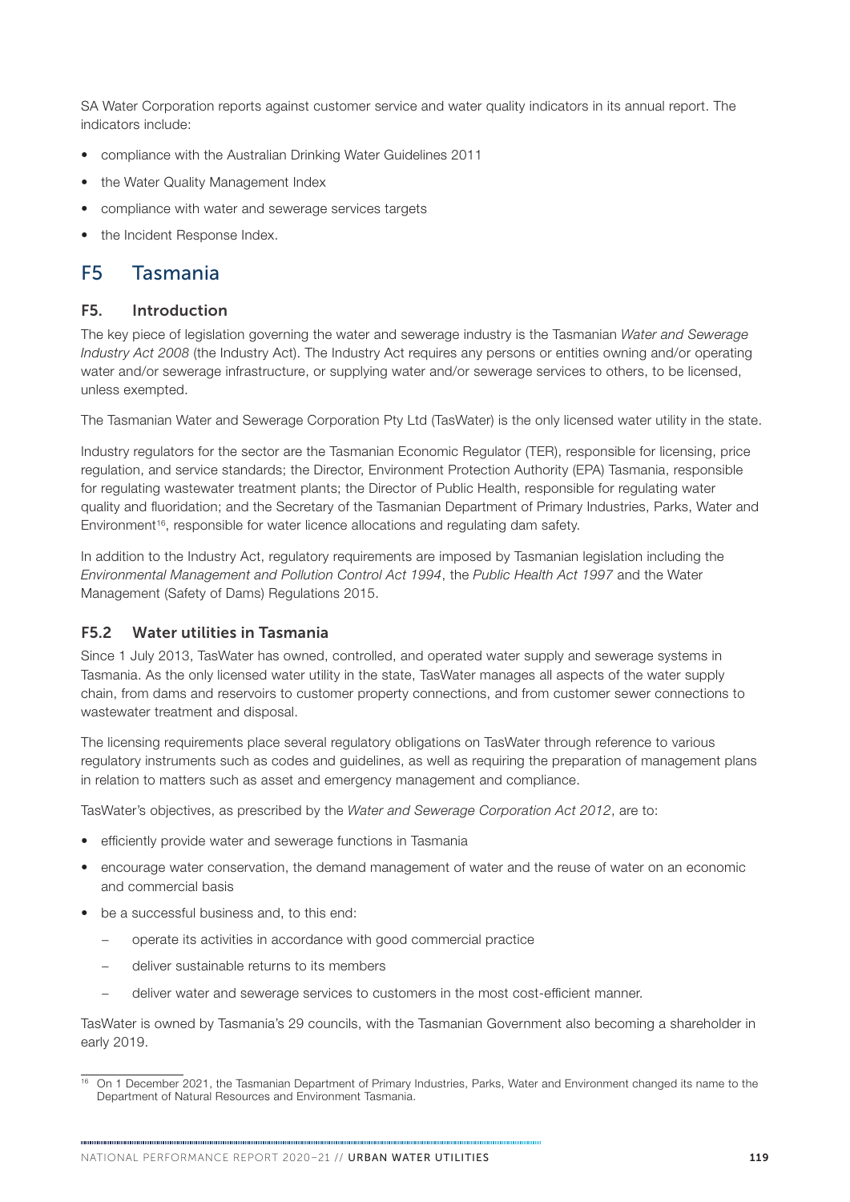SA Water Corporation reports against customer service and water quality indicators in its annual report. The indicators include:

- compliance with the Australian Drinking Water Guidelines 2011
- the Water Quality Management Index
- compliance with water and sewerage services targets
- the Incident Response Index.

## F5 Tasmania

### F5. Introduction

The key piece of legislation governing the water and sewerage industry is the Tasmanian *Water and Sewerage Industry Act 2008* (the Industry Act). The Industry Act requires any persons or entities owning and/or operating water and/or sewerage infrastructure, or supplying water and/or sewerage services to others, to be licensed, unless exempted.

The Tasmanian Water and Sewerage Corporation Pty Ltd (TasWater) is the only licensed water utility in the state.

Industry regulators for the sector are the Tasmanian Economic Regulator (TER), responsible for licensing, price regulation, and service standards; the Director, Environment Protection Authority (EPA) Tasmania, responsible for regulating wastewater treatment plants; the Director of Public Health, responsible for regulating water quality and fluoridation; and the Secretary of the Tasmanian Department of Primary Industries, Parks, Water and Environment[16], responsible for water licence allocations and regulating dam safety.

In addition to the Industry Act, regulatory requirements are imposed by Tasmanian legislation including the *Environmental Management and Pollution Control Act 1994*, the *Public Health Act 1997* and the Water Management (Safety of Dams) Regulations 2015.

### F5.2 Water utilities in Tasmania

Since 1 July 2013, TasWater has owned, controlled, and operated water supply and sewerage systems in Tasmania. As the only licensed water utility in the state, TasWater manages all aspects of the water supply chain, from dams and reservoirs to customer property connections, and from customer sewer connections to wastewater treatment and disposal.

The licensing requirements place several regulatory obligations on TasWater through reference to various regulatory instruments such as codes and guidelines, as well as requiring the preparation of management plans in relation to matters such as asset and emergency management and compliance.

TasWater's objectives, as prescribed by the *Water and Sewerage Corporation Act 2012*, are to:

- efficiently provide water and sewerage functions in Tasmania
- encourage water conservation, the demand management of water and the reuse of water on an economic and commercial basis
- be a successful business and, to this end:
  - operate its activities in accordance with good commercial practice
  - deliver sustainable returns to its members
  - deliver water and sewerage services to customers in the most cost-efficient manner.

TasWater is owned by Tasmania's 29 councils, with the Tasmanian Government also becoming a shareholder in early 2019.

[16] On 1 December 2021, the Tasmanian Department of Primary Industries, Parks, Water and Environment changed its name to the Department of Natural Resources and Environment Tasmania.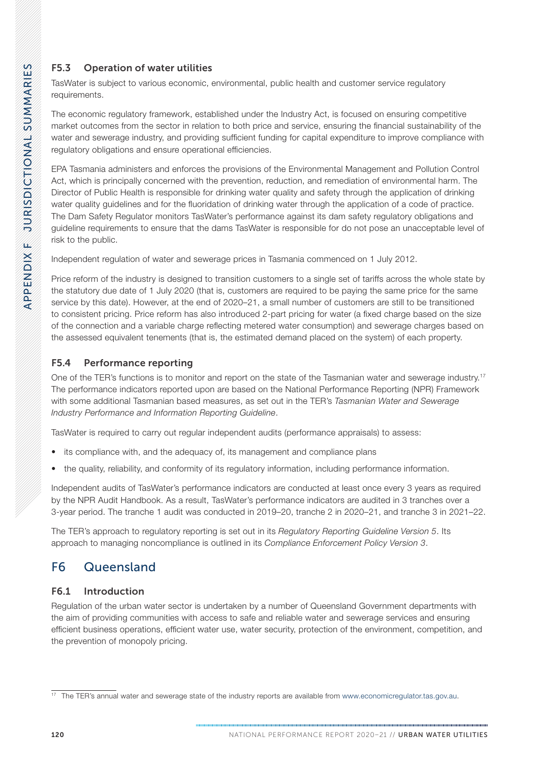### F5.3 Operation of water utilities

TasWater is subject to various economic, environmental, public health and customer service regulatory requirements.

The economic regulatory framework, established under the Industry Act, is focused on ensuring competitive market outcomes from the sector in relation to both price and service, ensuring the financial sustainability of the water and sewerage industry, and providing sufficient funding for capital expenditure to improve compliance with regulatory obligations and ensure operational efficiencies.

EPA Tasmania administers and enforces the provisions of the Environmental Management and Pollution Control Act, which is principally concerned with the prevention, reduction, and remediation of environmental harm. The Director of Public Health is responsible for drinking water quality and safety through the application of drinking water quality guidelines and for the fluoridation of drinking water through the application of a code of practice. The Dam Safety Regulator monitors TasWater's performance against its dam safety regulatory obligations and guideline requirements to ensure that the dams TasWater is responsible for do not pose an unacceptable level of risk to the public.

Independent regulation of water and sewerage prices in Tasmania commenced on 1 July 2012.

Price reform of the industry is designed to transition customers to a single set of tariffs across the whole state by the statutory due date of 1 July 2020 (that is, customers are required to be paying the same price for the same service by this date). However, at the end of 2020–21, a small number of customers are still to be transitioned to consistent pricing. Price reform has also introduced 2-part pricing for water (a fixed charge based on the size of the connection and a variable charge reflecting metered water consumption) and sewerage charges based on the assessed equivalent tenements (that is, the estimated demand placed on the system) of each property.

### F5.4 Performance reporting

One of the TER's functions is to monitor and report on the state of the Tasmanian water and sewerage industry.[17] The performance indicators reported upon are based on the National Performance Reporting (NPR) Framework with some additional Tasmanian based measures, as set out in the TER's *Tasmanian Water and Sewerage Industry Performance and Information Reporting Guideline*.

TasWater is required to carry out regular independent audits (performance appraisals) to assess:

- its compliance with, and the adequacy of, its management and compliance plans
- the quality, reliability, and conformity of its regulatory information, including performance information.

Independent audits of TasWater's performance indicators are conducted at least once every 3 years as required by the NPR Audit Handbook. As a result, TasWater's performance indicators are audited in 3 tranches over a 3-year period. The tranche 1 audit was conducted in 2019–20, tranche 2 in 2020–21, and tranche 3 in 2021–22.

The TER's approach to regulatory reporting is set out in its *Regulatory Reporting Guideline Version 5*. Its approach to managing noncompliance is outlined in its *Compliance Enforcement Policy Version 3*.

## F6 Queensland

### F6.1 Introduction

Regulation of the urban water sector is undertaken by a number of Queensland Government departments with the aim of providing communities with access to safe and reliable water and sewerage services and ensuring efficient business operations, efficient water use, water security, protection of the environment, competition, and the prevention of monopoly pricing.

---

[17] The TER's annual water and sewerage state of the industry reports are available from www.economicregulator.tas.gov.au.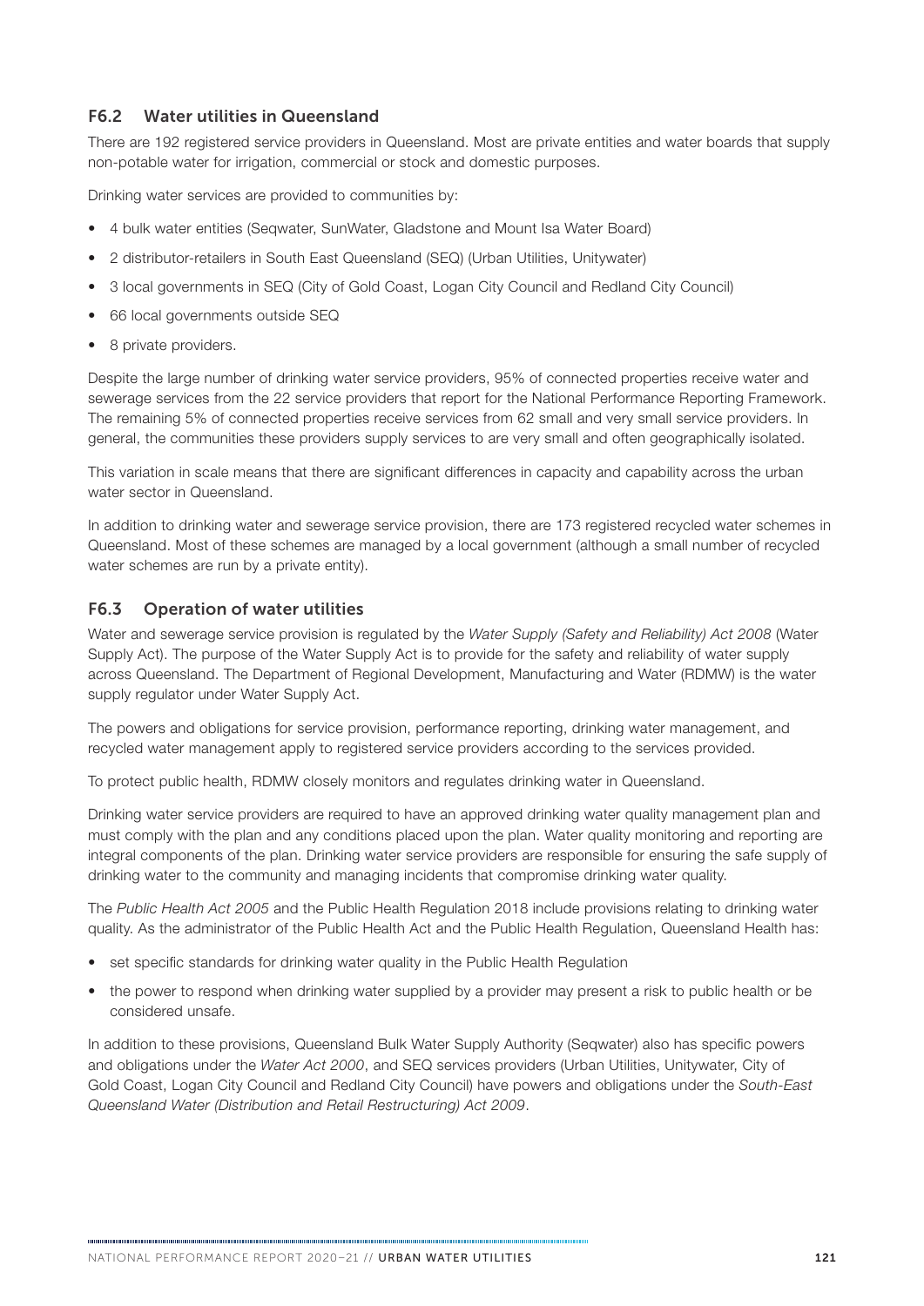## F6.2 Water utilities in Queensland

There are 192 registered service providers in Queensland. Most are private entities and water boards that supply non-potable water for irrigation, commercial or stock and domestic purposes.

Drinking water services are provided to communities by:

- 4 bulk water entities (Seqwater, SunWater, Gladstone and Mount Isa Water Board)
- 2 distributor-retailers in South East Queensland (SEQ) (Urban Utilities, Unitywater)
- 3 local governments in SEQ (City of Gold Coast, Logan City Council and Redland City Council)
- 66 local governments outside SEQ
- 8 private providers.

Despite the large number of drinking water service providers, 95% of connected properties receive water and sewerage services from the 22 service providers that report for the National Performance Reporting Framework. The remaining 5% of connected properties receive services from 62 small and very small service providers. In general, the communities these providers supply services to are very small and often geographically isolated.

This variation in scale means that there are significant differences in capacity and capability across the urban water sector in Queensland.

In addition to drinking water and sewerage service provision, there are 173 registered recycled water schemes in Queensland. Most of these schemes are managed by a local government (although a small number of recycled water schemes are run by a private entity).

## F6.3 Operation of water utilities

Water and sewerage service provision is regulated by the *Water Supply (Safety and Reliability) Act 2008* (Water Supply Act). The purpose of the Water Supply Act is to provide for the safety and reliability of water supply across Queensland. The Department of Regional Development, Manufacturing and Water (RDMW) is the water supply regulator under Water Supply Act.

The powers and obligations for service provision, performance reporting, drinking water management, and recycled water management apply to registered service providers according to the services provided.

To protect public health, RDMW closely monitors and regulates drinking water in Queensland.

Drinking water service providers are required to have an approved drinking water quality management plan and must comply with the plan and any conditions placed upon the plan. Water quality monitoring and reporting are integral components of the plan. Drinking water service providers are responsible for ensuring the safe supply of drinking water to the community and managing incidents that compromise drinking water quality.

The *Public Health Act 2005* and the Public Health Regulation 2018 include provisions relating to drinking water quality. As the administrator of the Public Health Act and the Public Health Regulation, Queensland Health has:

- set specific standards for drinking water quality in the Public Health Regulation
- the power to respond when drinking water supplied by a provider may present a risk to public health or be considered unsafe.

In addition to these provisions, Queensland Bulk Water Supply Authority (Seqwater) also has specific powers and obligations under the *Water Act 2000*, and SEQ services providers (Urban Utilities, Unitywater, City of Gold Coast, Logan City Council and Redland City Council) have powers and obligations under the *South-East Queensland Water (Distribution and Retail Restructuring) Act 2009*.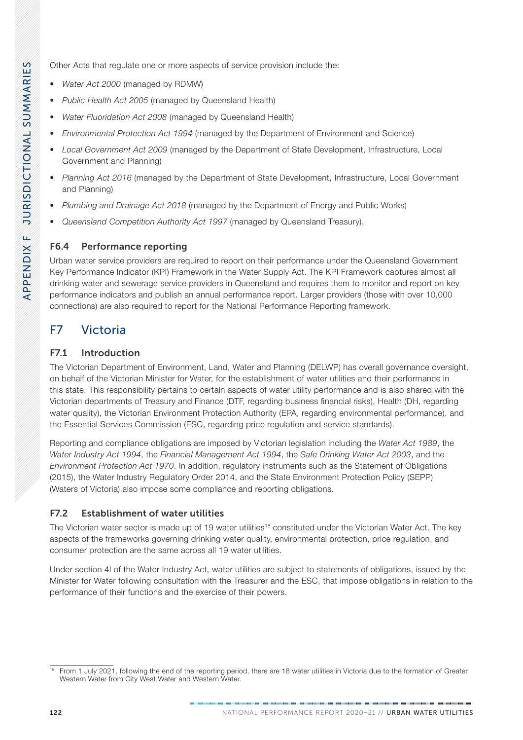Other Acts that regulate one or more aspects of service provision include the:

- *Water Act 2000* (managed by RDMW)
- *Public Health Act 2005* (managed by Queensland Health)
- *Water Fluoridation Act 2008* (managed by Queensland Health)
- *Environmental Protection Act 1994* (managed by the Department of Environment and Science)
- *Local Government Act 2009* (managed by the Department of State Development, Infrastructure, Local Government and Planning)
- *Planning Act 2016* (managed by the Department of State Development, Infrastructure, Local Government and Planning)
- *Plumbing and Drainage Act 2018* (managed by the Department of Energy and Public Works)
- *Queensland Competition Authority Act 1997* (managed by Queensland Treasury).

### F6.4 Performance reporting

Urban water service providers are required to report on their performance under the Queensland Government Key Performance Indicator (KPI) Framework in the Water Supply Act. The KPI Framework captures almost all drinking water and sewerage service providers in Queensland and requires them to monitor and report on key performance indicators and publish an annual performance report. Larger providers (those with over 10,000 connections) are also required to report for the National Performance Reporting framework.

## F7 Victoria

### F7.1 Introduction

The Victorian Department of Environment, Land, Water and Planning (DELWP) has overall governance oversight, on behalf of the Victorian Minister for Water, for the establishment of water utilities and their performance in this state. This responsibility pertains to certain aspects of water utility performance and is also shared with the Victorian departments of Treasury and Finance (DTF, regarding business financial risks), Health (DH, regarding water quality), the Victorian Environment Protection Authority (EPA, regarding environmental performance), and the Essential Services Commission (ESC, regarding price regulation and service standards).

Reporting and compliance obligations are imposed by Victorian legislation including the *Water Act 1989*, the *Water Industry Act 1994*, the *Financial Management Act 1994*, the *Safe Drinking Water Act 2003*, and the *Environment Protection Act 1970*. In addition, regulatory instruments such as the Statement of Obligations (2015), the Water Industry Regulatory Order 2014, and the State Environment Protection Policy (SEPP) (Waters of Victoria) also impose some compliance and reporting obligations.

### F7.2 Establishment of water utilities

The Victorian water sector is made up of 19 water utilities[18] constituted under the Victorian Water Act. The key aspects of the frameworks governing drinking water quality, environmental protection, price regulation, and consumer protection are the same across all 19 water utilities.

Under section 4I of the Water Industry Act, water utilities are subject to statements of obligations, issued by the Minister for Water following consultation with the Treasurer and the ESC, that impose obligations in relation to the performance of their functions and the exercise of their powers.

[18] From 1 July 2021, following the end of the reporting period, there are 18 water utilities in Victoria due to the formation of Greater Western Water from City West Water and Western Water.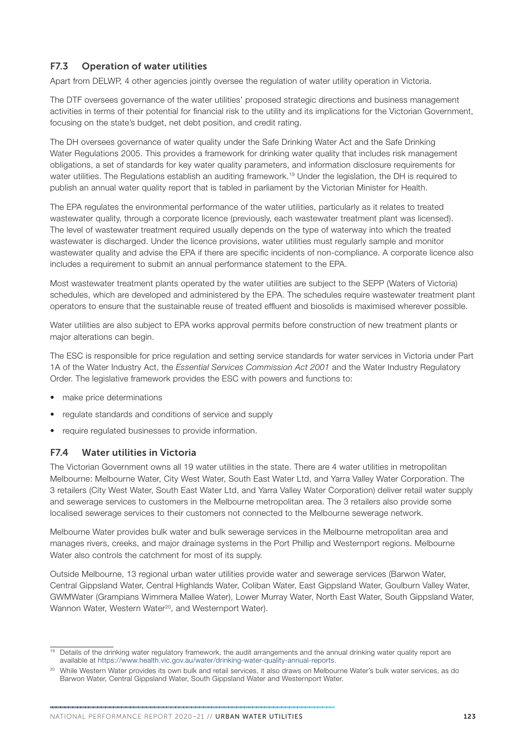## F7.3 Operation of water utilities

Apart from DELWP, 4 other agencies jointly oversee the regulation of water utility operation in Victoria.

The DTF oversees governance of the water utilities' proposed strategic directions and business management activities in terms of their potential for financial risk to the utility and its implications for the Victorian Government, focusing on the state's budget, net debt position, and credit rating.

The DH oversees governance of water quality under the Safe Drinking Water Act and the Safe Drinking Water Regulations 2005. This provides a framework for drinking water quality that includes risk management obligations, a set of standards for key water quality parameters, and information disclosure requirements for water utilities. The Regulations establish an auditing framework.[19] Under the legislation, the DH is required to publish an annual water quality report that is tabled in parliament by the Victorian Minister for Health.

The EPA regulates the environmental performance of the water utilities, particularly as it relates to treated wastewater quality, through a corporate licence (previously, each wastewater treatment plant was licensed). The level of wastewater treatment required usually depends on the type of waterway into which the treated wastewater is discharged. Under the licence provisions, water utilities must regularly sample and monitor wastewater quality and advise the EPA if there are specific incidents of non-compliance. A corporate licence also includes a requirement to submit an annual performance statement to the EPA.

Most wastewater treatment plants operated by the water utilities are subject to the SEPP (Waters of Victoria) schedules, which are developed and administered by the EPA. The schedules require wastewater treatment plant operators to ensure that the sustainable reuse of treated effluent and biosolids is maximised wherever possible.

Water utilities are also subject to EPA works approval permits before construction of new treatment plants or major alterations can begin.

The ESC is responsible for price regulation and setting service standards for water services in Victoria under Part 1A of the Water Industry Act, the *Essential Services Commission Act 2001* and the Water Industry Regulatory Order. The legislative framework provides the ESC with powers and functions to:

- make price determinations
- regulate standards and conditions of service and supply
- require regulated businesses to provide information.

## F7.4 Water utilities in Victoria

The Victorian Government owns all 19 water utilities in the state. There are 4 water utilities in metropolitan Melbourne: Melbourne Water, City West Water, South East Water Ltd, and Yarra Valley Water Corporation. The 3 retailers (City West Water, South East Water Ltd, and Yarra Valley Water Corporation) deliver retail water supply and sewerage services to customers in the Melbourne metropolitan area. The 3 retailers also provide some localised sewerage services to their customers not connected to the Melbourne sewerage network.

Melbourne Water provides bulk water and bulk sewerage services in the Melbourne metropolitan area and manages rivers, creeks, and major drainage systems in the Port Phillip and Westernport regions. Melbourne Water also controls the catchment for most of its supply.

Outside Melbourne, 13 regional urban water utilities provide water and sewerage services (Barwon Water, Central Gippsland Water, Central Highlands Water, Coliban Water, East Gippsland Water, Goulburn Valley Water, GWMWater (Grampians Wimmera Mallee Water), Lower Murray Water, North East Water, South Gippsland Water, Wannon Water, Western Water[20], and Westernport Water).

---

[19] Details of the drinking water regulatory framework, the audit arrangements and the annual drinking water quality report are available at https://www.health.vic.gov.au/water/drinking-water-quality-annual-reports.

[20] While Western Water provides its own bulk and retail services, it also draws on Melbourne Water's bulk water services, as do Barwon Water, Central Gippsland Water, South Gippsland Water and Westernport Water.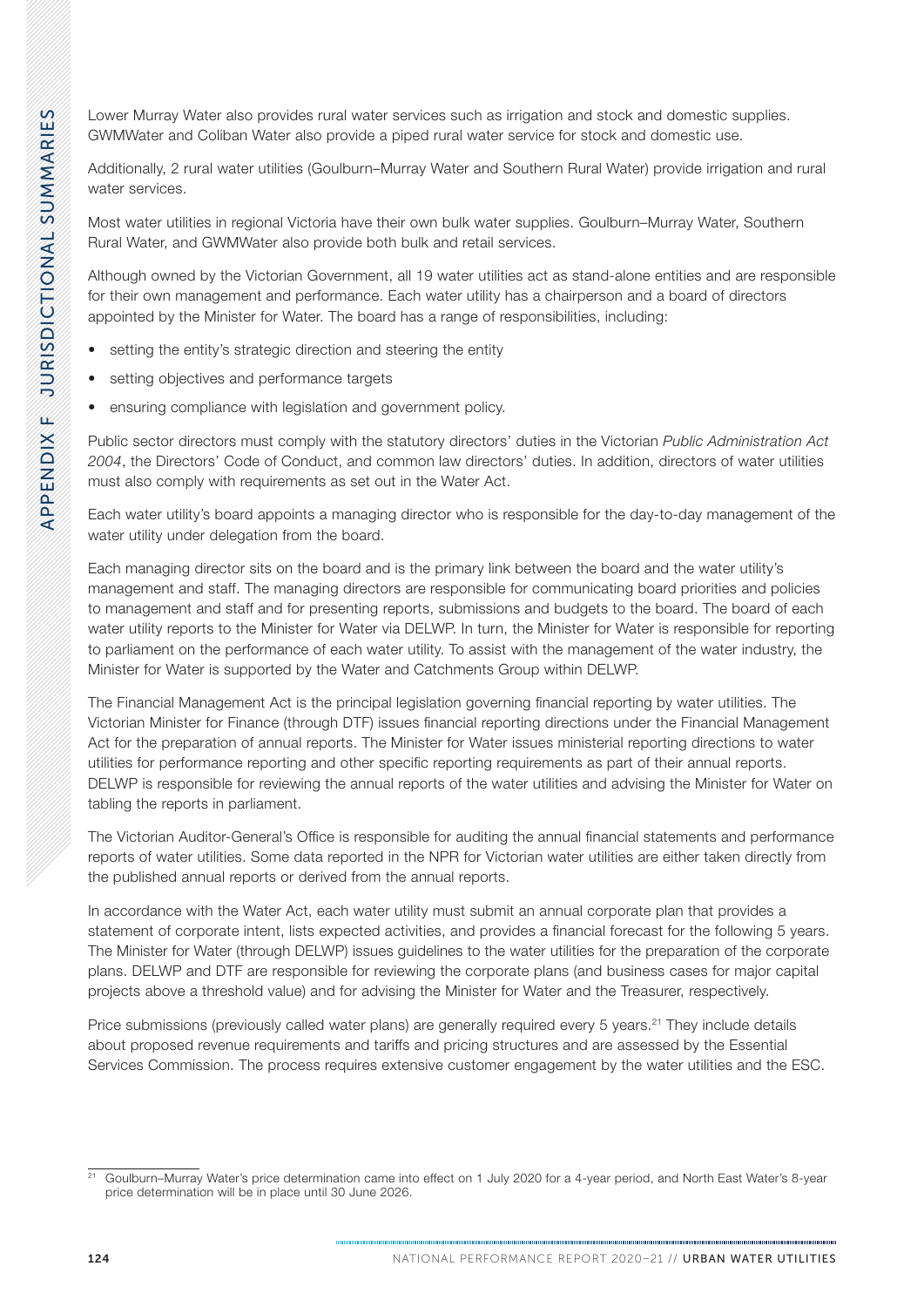Lower Murray Water also provides rural water services such as irrigation and stock and domestic supplies. GWMWater and Coliban Water also provide a piped rural water service for stock and domestic use.

Additionally, 2 rural water utilities (Goulburn–Murray Water and Southern Rural Water) provide irrigation and rural water services.

Most water utilities in regional Victoria have their own bulk water supplies. Goulburn–Murray Water, Southern Rural Water, and GWMWater also provide both bulk and retail services.

Although owned by the Victorian Government, all 19 water utilities act as stand-alone entities and are responsible for their own management and performance. Each water utility has a chairperson and a board of directors appointed by the Minister for Water. The board has a range of responsibilities, including:

- setting the entity's strategic direction and steering the entity
- setting objectives and performance targets
- ensuring compliance with legislation and government policy.

Public sector directors must comply with the statutory directors' duties in the Victorian *Public Administration Act 2004*, the Directors' Code of Conduct, and common law directors' duties. In addition, directors of water utilities must also comply with requirements as set out in the Water Act.

Each water utility's board appoints a managing director who is responsible for the day-to-day management of the water utility under delegation from the board.

Each managing director sits on the board and is the primary link between the board and the water utility's management and staff. The managing directors are responsible for communicating board priorities and policies to management and staff and for presenting reports, submissions and budgets to the board. The board of each water utility reports to the Minister for Water via DELWP. In turn, the Minister for Water is responsible for reporting to parliament on the performance of each water utility. To assist with the management of the water industry, the Minister for Water is supported by the Water and Catchments Group within DELWP.

The Financial Management Act is the principal legislation governing financial reporting by water utilities. The Victorian Minister for Finance (through DTF) issues financial reporting directions under the Financial Management Act for the preparation of annual reports. The Minister for Water issues ministerial reporting directions to water utilities for performance reporting and other specific reporting requirements as part of their annual reports. DELWP is responsible for reviewing the annual reports of the water utilities and advising the Minister for Water on tabling the reports in parliament.

The Victorian Auditor-General's Office is responsible for auditing the annual financial statements and performance reports of water utilities. Some data reported in the NPR for Victorian water utilities are either taken directly from the published annual reports or derived from the annual reports.

In accordance with the Water Act, each water utility must submit an annual corporate plan that provides a statement of corporate intent, lists expected activities, and provides a financial forecast for the following 5 years. The Minister for Water (through DELWP) issues guidelines to the water utilities for the preparation of the corporate plans. DELWP and DTF are responsible for reviewing the corporate plans (and business cases for major capital projects above a threshold value) and for advising the Minister for Water and the Treasurer, respectively.

Price submissions (previously called water plans) are generally required every 5 years.[21] They include details about proposed revenue requirements and tariffs and pricing structures and are assessed by the Essential Services Commission. The process requires extensive customer engagement by the water utilities and the ESC.

---

[21] Goulburn–Murray Water's price determination came into effect on 1 July 2020 for a 4-year period, and North East Water's 8-year price determination will be in place until 30 June 2026.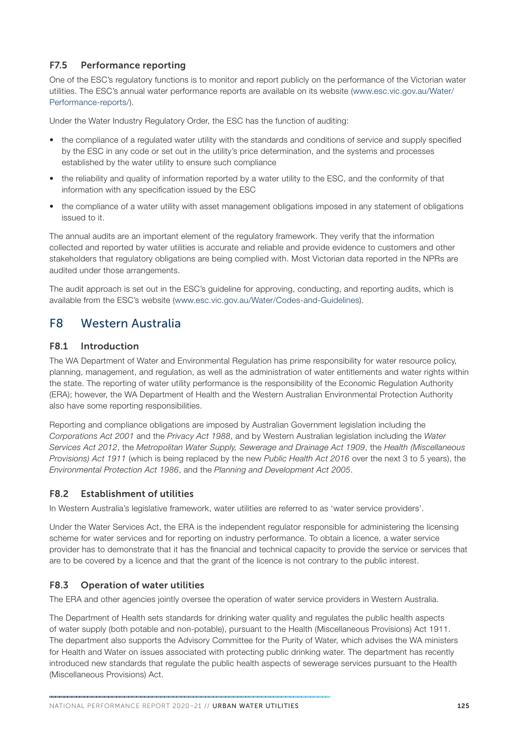### F7.5 Performance reporting

One of the ESC's regulatory functions is to monitor and report publicly on the performance of the Victorian water utilities. The ESC's annual water performance reports are available on its website (www.esc.vic.gov.au/Water/Performance-reports/).

Under the Water Industry Regulatory Order, the ESC has the function of auditing:

- the compliance of a regulated water utility with the standards and conditions of service and supply specified by the ESC in any code or set out in the utility's price determination, and the systems and processes established by the water utility to ensure such compliance
- the reliability and quality of information reported by a water utility to the ESC, and the conformity of that information with any specification issued by the ESC
- the compliance of a water utility with asset management obligations imposed in any statement of obligations issued to it.

The annual audits are an important element of the regulatory framework. They verify that the information collected and reported by water utilities is accurate and reliable and provide evidence to customers and other stakeholders that regulatory obligations are being complied with. Most Victorian data reported in the NPRs are audited under those arrangements.

The audit approach is set out in the ESC's guideline for approving, conducting, and reporting audits, which is available from the ESC's website (www.esc.vic.gov.au/Water/Codes-and-Guidelines).

## F8 Western Australia

### F8.1 Introduction

The WA Department of Water and Environmental Regulation has prime responsibility for water resource policy, planning, management, and regulation, as well as the administration of water entitlements and water rights within the state. The reporting of water utility performance is the responsibility of the Economic Regulation Authority (ERA); however, the WA Department of Health and the Western Australian Environmental Protection Authority also have some reporting responsibilities.

Reporting and compliance obligations are imposed by Australian Government legislation including the *Corporations Act 2001* and the *Privacy Act 1988*, and by Western Australian legislation including the *Water Services Act 2012*, the *Metropolitan Water Supply, Sewerage and Drainage Act 1909*, the *Health (Miscellaneous Provisions) Act 1911* (which is being replaced by the new *Public Health Act 2016* over the next 3 to 5 years), the *Environmental Protection Act 1986*, and the *Planning and Development Act 2005*.

### F8.2 Establishment of utilities

In Western Australia's legislative framework, water utilities are referred to as 'water service providers'.

Under the Water Services Act, the ERA is the independent regulator responsible for administering the licensing scheme for water services and for reporting on industry performance. To obtain a licence, a water service provider has to demonstrate that it has the financial and technical capacity to provide the service or services that are to be covered by a licence and that the grant of the licence is not contrary to the public interest.

### F8.3 Operation of water utilities

The ERA and other agencies jointly oversee the operation of water service providers in Western Australia.

The Department of Health sets standards for drinking water quality and regulates the public health aspects of water supply (both potable and non-potable), pursuant to the Health (Miscellaneous Provisions) Act 1911. The department also supports the Advisory Committee for the Purity of Water, which advises the WA ministers for Health and Water on issues associated with protecting public drinking water. The department has recently introduced new standards that regulate the public health aspects of sewerage services pursuant to the Health (Miscellaneous Provisions) Act.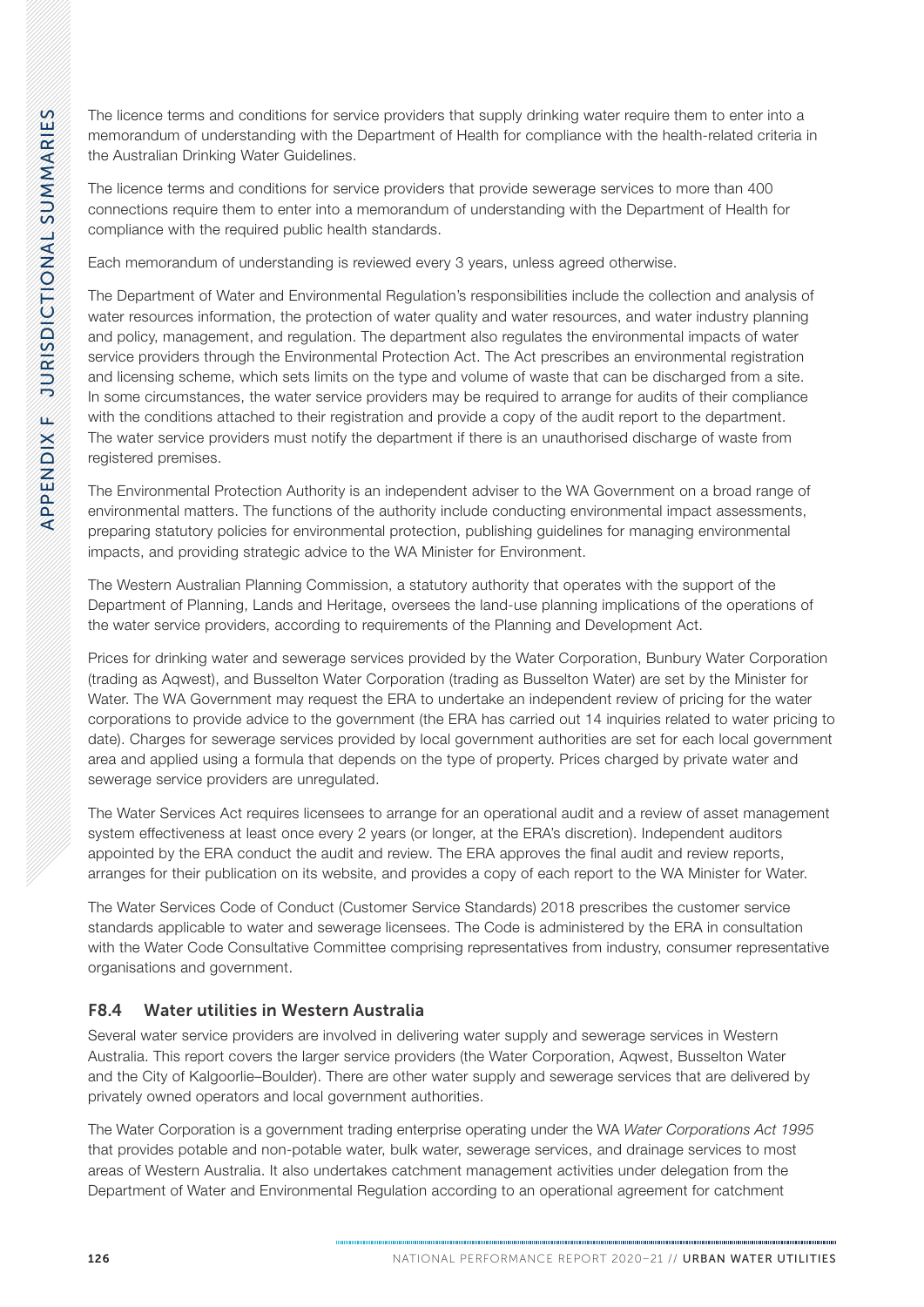The licence terms and conditions for service providers that supply drinking water require them to enter into a memorandum of understanding with the Department of Health for compliance with the health-related criteria in the Australian Drinking Water Guidelines.

The licence terms and conditions for service providers that provide sewerage services to more than 400 connections require them to enter into a memorandum of understanding with the Department of Health for compliance with the required public health standards.

Each memorandum of understanding is reviewed every 3 years, unless agreed otherwise.

The Department of Water and Environmental Regulation's responsibilities include the collection and analysis of water resources information, the protection of water quality and water resources, and water industry planning and policy, management, and regulation. The department also regulates the environmental impacts of water service providers through the Environmental Protection Act. The Act prescribes an environmental registration and licensing scheme, which sets limits on the type and volume of waste that can be discharged from a site. In some circumstances, the water service providers may be required to arrange for audits of their compliance with the conditions attached to their registration and provide a copy of the audit report to the department. The water service providers must notify the department if there is an unauthorised discharge of waste from registered premises.

The Environmental Protection Authority is an independent adviser to the WA Government on a broad range of environmental matters. The functions of the authority include conducting environmental impact assessments, preparing statutory policies for environmental protection, publishing guidelines for managing environmental impacts, and providing strategic advice to the WA Minister for Environment.

The Western Australian Planning Commission, a statutory authority that operates with the support of the Department of Planning, Lands and Heritage, oversees the land-use planning implications of the operations of the water service providers, according to requirements of the Planning and Development Act.

Prices for drinking water and sewerage services provided by the Water Corporation, Bunbury Water Corporation (trading as Aqwest), and Busselton Water Corporation (trading as Busselton Water) are set by the Minister for Water. The WA Government may request the ERA to undertake an independent review of pricing for the water corporations to provide advice to the government (the ERA has carried out 14 inquiries related to water pricing to date). Charges for sewerage services provided by local government authorities are set for each local government area and applied using a formula that depends on the type of property. Prices charged by private water and sewerage service providers are unregulated.

The Water Services Act requires licensees to arrange for an operational audit and a review of asset management system effectiveness at least once every 2 years (or longer, at the ERA's discretion). Independent auditors appointed by the ERA conduct the audit and review. The ERA approves the final audit and review reports, arranges for their publication on its website, and provides a copy of each report to the WA Minister for Water.

The Water Services Code of Conduct (Customer Service Standards) 2018 prescribes the customer service standards applicable to water and sewerage licensees. The Code is administered by the ERA in consultation with the Water Code Consultative Committee comprising representatives from industry, consumer representative organisations and government.

### F8.4 Water utilities in Western Australia

Several water service providers are involved in delivering water supply and sewerage services in Western Australia. This report covers the larger service providers (the Water Corporation, Aqwest, Busselton Water and the City of Kalgoorlie–Boulder). There are other water supply and sewerage services that are delivered by privately owned operators and local government authorities.

The Water Corporation is a government trading enterprise operating under the WA *Water Corporations Act 1995* that provides potable and non-potable water, bulk water, sewerage services, and drainage services to most areas of Western Australia. It also undertakes catchment management activities under delegation from the Department of Water and Environmental Regulation according to an operational agreement for catchment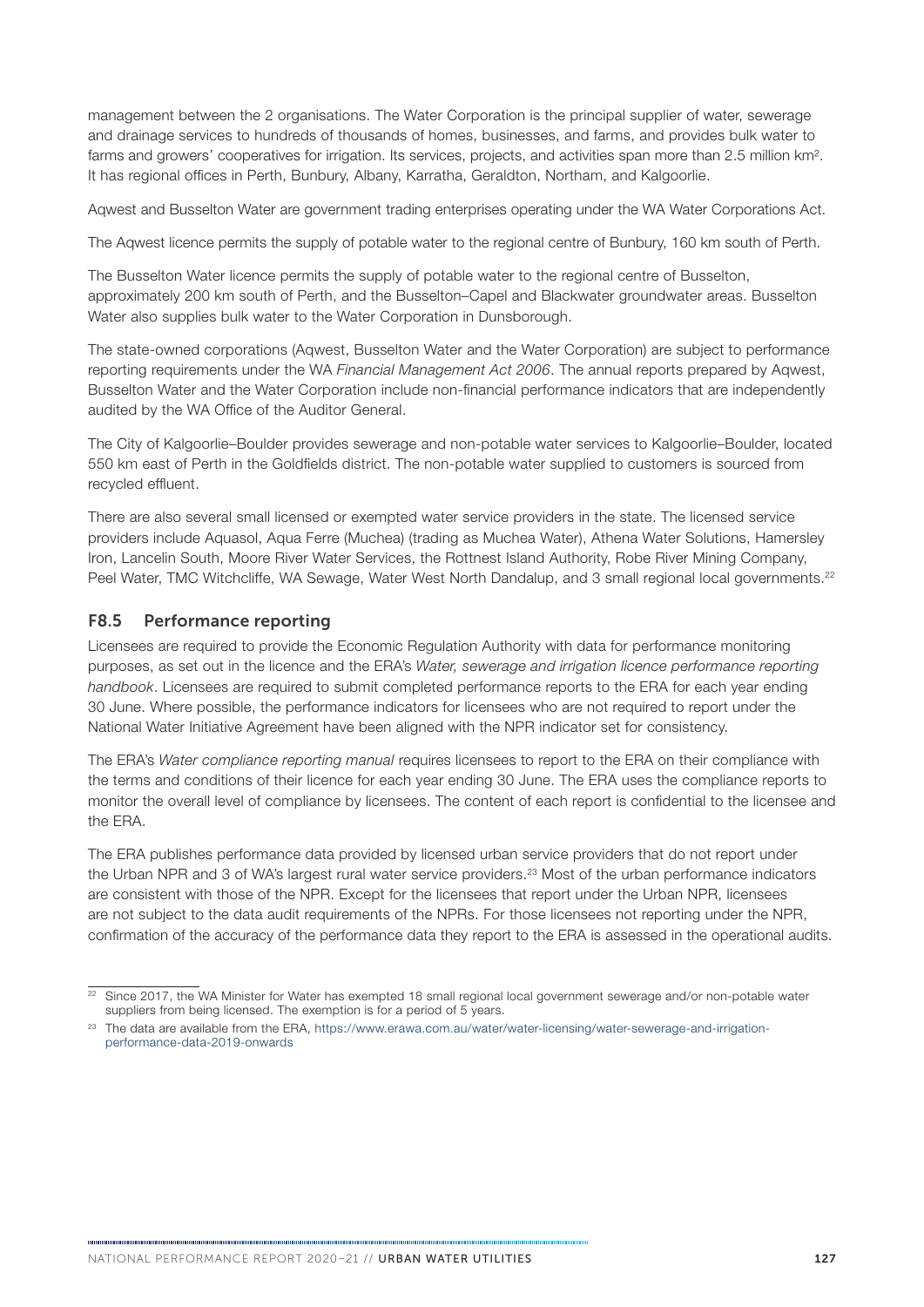management between the 2 organisations. The Water Corporation is the principal supplier of water, sewerage and drainage services to hundreds of thousands of homes, businesses, and farms, and provides bulk water to farms and growers' cooperatives for irrigation. Its services, projects, and activities span more than 2.5 million $km^2$. It has regional offices in Perth, Bunbury, Albany, Karratha, Geraldton, Northam, and Kalgoorlie.

Aqwest and Busselton Water are government trading enterprises operating under the WA Water Corporations Act.

The Aqwest licence permits the supply of potable water to the regional centre of Bunbury, 160 km south of Perth.

The Busselton Water licence permits the supply of potable water to the regional centre of Busselton, approximately 200 km south of Perth, and the Busselton–Capel and Blackwater groundwater areas. Busselton Water also supplies bulk water to the Water Corporation in Dunsborough.

The state-owned corporations (Aqwest, Busselton Water and the Water Corporation) are subject to performance reporting requirements under the WA *Financial Management Act 2006*. The annual reports prepared by Aqwest, Busselton Water and the Water Corporation include non-financial performance indicators that are independently audited by the WA Office of the Auditor General.

The City of Kalgoorlie–Boulder provides sewerage and non-potable water services to Kalgoorlie–Boulder, located 550 km east of Perth in the Goldfields district. The non-potable water supplied to customers is sourced from recycled effluent.

There are also several small licensed or exempted water service providers in the state. The licensed service providers include Aquasol, Aqua Ferre (Muchea) (trading as Muchea Water), Athena Water Solutions, Hamersley Iron, Lancelin South, Moore River Water Services, the Rottnest Island Authority, Robe River Mining Company, Peel Water, TMC Witchcliffe, WA Sewage, Water West North Dandalup, and 3 small regional local governments.[22]

## F8.5 Performance reporting

Licensees are required to provide the Economic Regulation Authority with data for performance monitoring purposes, as set out in the licence and the ERA's *Water, sewerage and irrigation licence performance reporting handbook*. Licensees are required to submit completed performance reports to the ERA for each year ending 30 June. Where possible, the performance indicators for licensees who are not required to report under the National Water Initiative Agreement have been aligned with the NPR indicator set for consistency.

The ERA's *Water compliance reporting manual* requires licensees to report to the ERA on their compliance with the terms and conditions of their licence for each year ending 30 June. The ERA uses the compliance reports to monitor the overall level of compliance by licensees. The content of each report is confidential to the licensee and the ERA.

The ERA publishes performance data provided by licensed urban service providers that do not report under the Urban NPR and 3 of WA's largest rural water service providers.[23] Most of the urban performance indicators are consistent with those of the NPR. Except for the licensees that report under the Urban NPR, licensees are not subject to the data audit requirements of the NPRs. For those licensees not reporting under the NPR, confirmation of the accuracy of the performance data they report to the ERA is assessed in the operational audits.

---

[22] Since 2017, the WA Minister for Water has exempted 18 small regional local government sewerage and/or non-potable water suppliers from being licensed. The exemption is for a period of 5 years.

[23] The data are available from the ERA, https://www.erawa.com.au/water/water-licensing/water-sewerage-and-irrigation-performance-data-2019-onwards